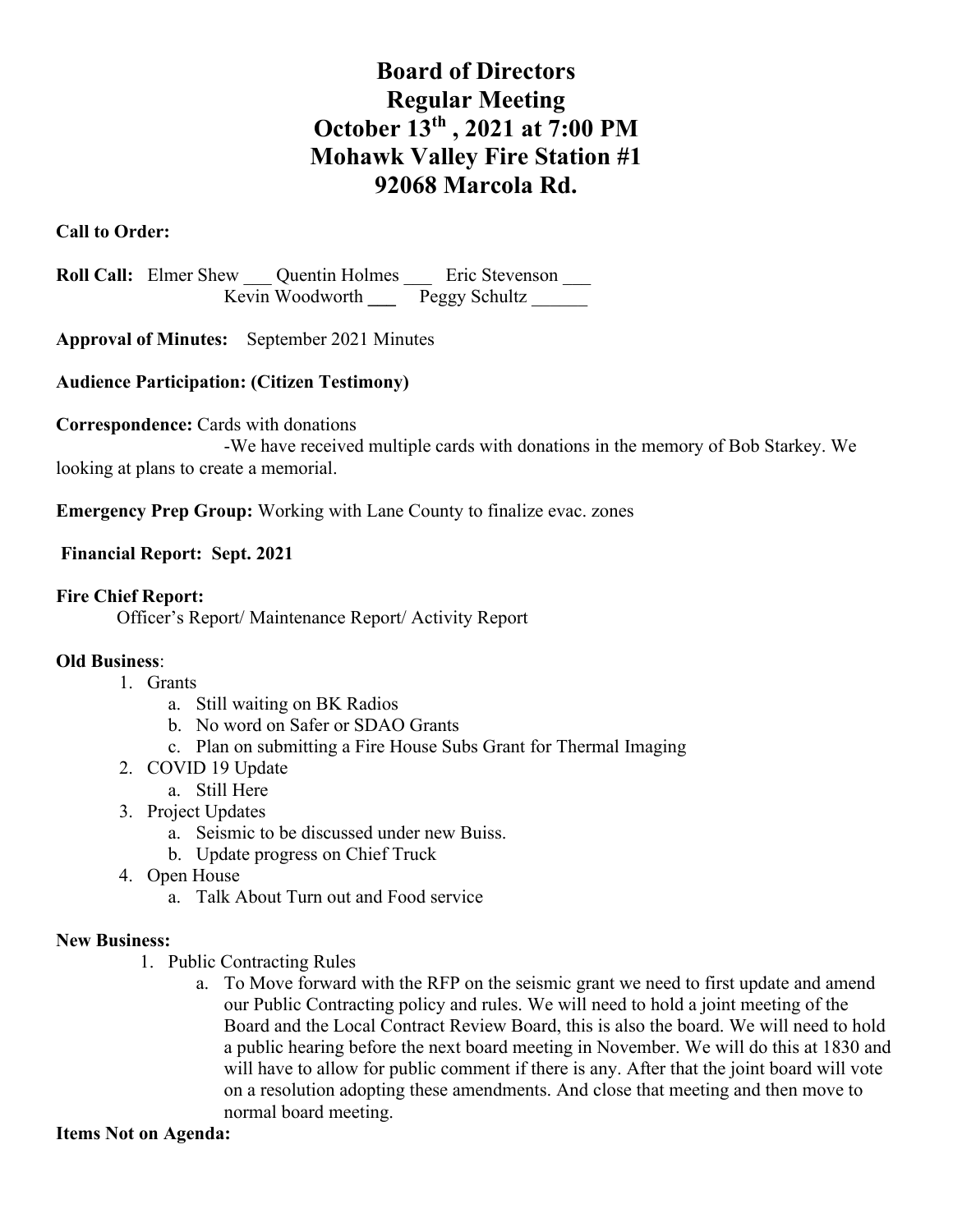# Board of Directors
# Regular Meeting
# October 13th , 2021 at 7:00 PM
# Mohawk Valley Fire Station #1
# 92068 Marcola Rd.

**Call to Order:**

**Roll Call:** Elmer Shew ___ Quentin Holmes ___ Eric Stevenson ___
Kevin Woodworth ___ Peggy Schultz ______

**Approval of Minutes:** September 2021 Minutes

**Audience Participation: (Citizen Testimony)**

**Correspondence:** Cards with donations

-We have received multiple cards with donations in the memory of Bob Starkey. We looking at plans to create a memorial.

**Emergency Prep Group:** Working with Lane County to finalize evac. zones

**Financial Report: Sept. 2021**

**Fire Chief Report:**

Officer's Report/ Maintenance Report/ Activity Report

**Old Business**:

1. Grants
   a. Still waiting on BK Radios
   b. No word on Safer or SDAO Grants
   c. Plan on submitting a Fire House Subs Grant for Thermal Imaging
2. COVID 19 Update
   a. Still Here
3. Project Updates
   a. Seismic to be discussed under new Buiss.
   b. Update progress on Chief Truck
4. Open House
   a. Talk About Turn out and Food service

**New Business:**

1. Public Contracting Rules
   a. To Move forward with the RFP on the seismic grant we need to first update and amend our Public Contracting policy and rules. We will need to hold a joint meeting of the Board and the Local Contract Review Board, this is also the board. We will need to hold a public hearing before the next board meeting in November. We will do this at 1830 and will have to allow for public comment if there is any. After that the joint board will vote on a resolution adopting these amendments. And close that meeting and then move to normal board meeting.

**Items Not on Agenda:**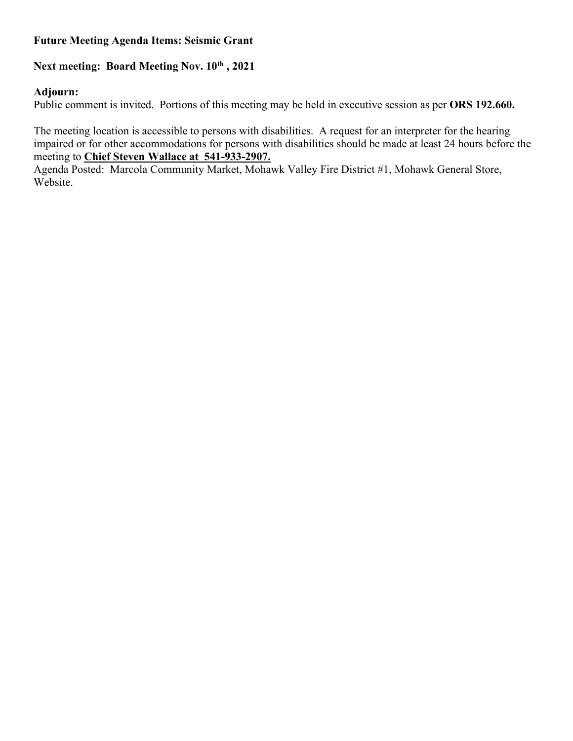**Future Meeting Agenda Items: Seismic Grant**

**Next meeting: Board Meeting Nov. 10th , 2021**

**Adjourn:**

Public comment is invited. Portions of this meeting may be held in executive session as per **ORS 192.660.**

The meeting location is accessible to persons with disabilities. A request for an interpreter for the hearing impaired or for other accommodations for persons with disabilities should be made at least 24 hours before the meeting to **Chief Steven Wallace at 541-933-2907.**

Agenda Posted: Marcola Community Market, Mohawk Valley Fire District #1, Mohawk General Store, Website.